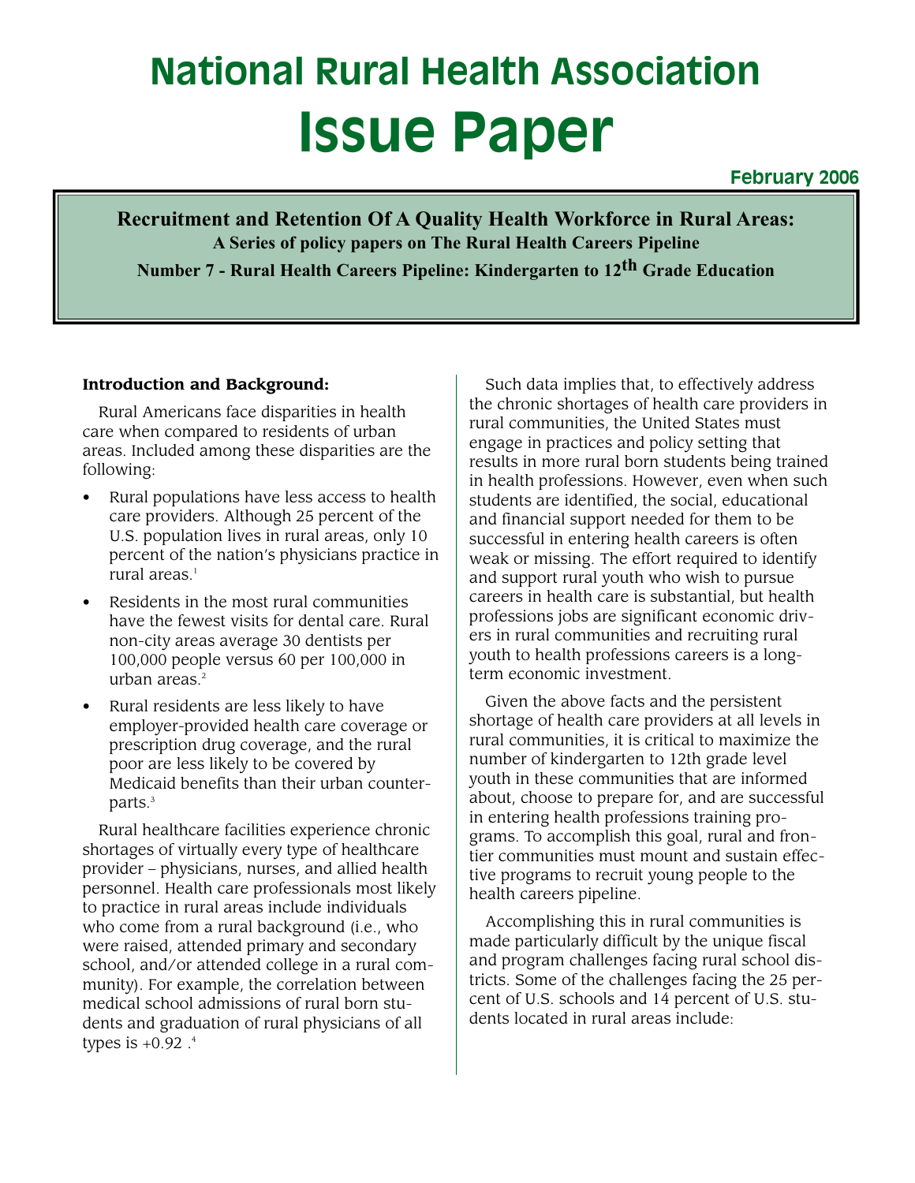# National Rural Health Association

# Issue Paper

**February 2006**

**Recruitment and Retention Of A Quality Health Workforce in Rural Areas:**

**A Series of policy papers on The Rural Health Careers Pipeline**

**Number 7 - Rural Health Careers Pipeline: Kindergarten to 12th Grade Education**

### Introduction and Background:

Rural Americans face disparities in health care when compared to residents of urban areas. Included among these disparities are the following:

- Rural populations have less access to health care providers. Although 25 percent of the U.S. population lives in rural areas, only 10 percent of the nation's physicians practice in rural areas.[1]
- Residents in the most rural communities have the fewest visits for dental care. Rural non-city areas average 30 dentists per 100,000 people versus 60 per 100,000 in urban areas.[2]
- Rural residents are less likely to have employer-provided health care coverage or prescription drug coverage, and the rural poor are less likely to be covered by Medicaid benefits than their urban counterparts.[3]

Rural healthcare facilities experience chronic shortages of virtually every type of healthcare provider – physicians, nurses, and allied health personnel. Health care professionals most likely to practice in rural areas include individuals who come from a rural background (i.e., who were raised, attended primary and secondary school, and/or attended college in a rural community). For example, the correlation between medical school admissions of rural born students and graduation of rural physicians of all types is +0.92 .[4]

Such data implies that, to effectively address the chronic shortages of health care providers in rural communities, the United States must engage in practices and policy setting that results in more rural born students being trained in health professions. However, even when such students are identified, the social, educational and financial support needed for them to be successful in entering health careers is often weak or missing. The effort required to identify and support rural youth who wish to pursue careers in health care is substantial, but health professions jobs are significant economic drivers in rural communities and recruiting rural youth to health professions careers is a long-term economic investment.

Given the above facts and the persistent shortage of health care providers at all levels in rural communities, it is critical to maximize the number of kindergarten to 12th grade level youth in these communities that are informed about, choose to prepare for, and are successful in entering health professions training programs. To accomplish this goal, rural and frontier communities must mount and sustain effective programs to recruit young people to the health careers pipeline.

Accomplishing this in rural communities is made particularly difficult by the unique fiscal and program challenges facing rural school districts. Some of the challenges facing the 25 percent of U.S. schools and 14 percent of U.S. students located in rural areas include: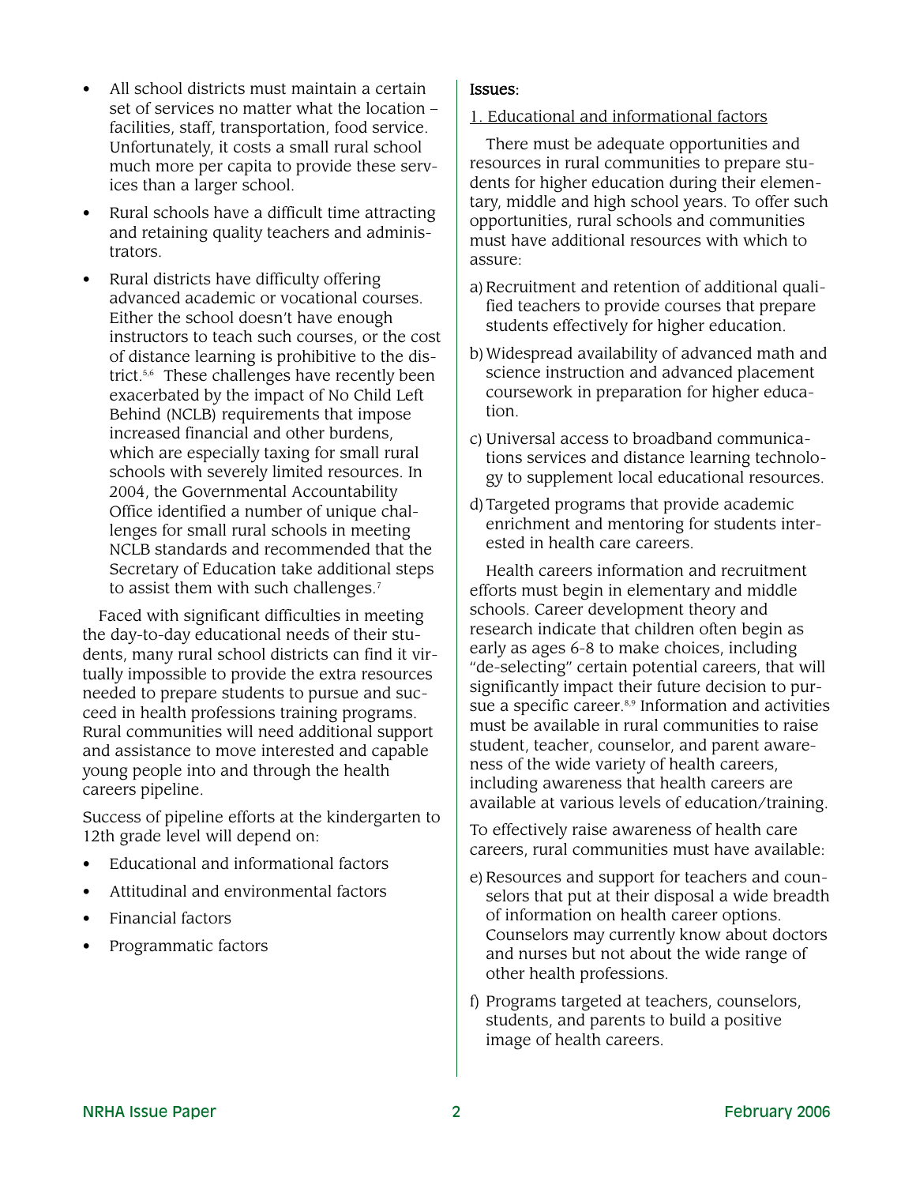- All school districts must maintain a certain set of services no matter what the location – facilities, staff, transportation, food service. Unfortunately, it costs a small rural school much more per capita to provide these services than a larger school.
- Rural schools have a difficult time attracting and retaining quality teachers and administrators.
- Rural districts have difficulty offering advanced academic or vocational courses. Either the school doesn't have enough instructors to teach such courses, or the cost of distance learning is prohibitive to the district.[5,6] These challenges have recently been exacerbated by the impact of No Child Left Behind (NCLB) requirements that impose increased financial and other burdens, which are especially taxing for small rural schools with severely limited resources. In 2004, the Governmental Accountability Office identified a number of unique challenges for small rural schools in meeting NCLB standards and recommended that the Secretary of Education take additional steps to assist them with such challenges.[7]

Faced with significant difficulties in meeting the day-to-day educational needs of their students, many rural school districts can find it virtually impossible to provide the extra resources needed to prepare students to pursue and succeed in health professions training programs. Rural communities will need additional support and assistance to move interested and capable young people into and through the health careers pipeline.

Success of pipeline efforts at the kindergarten to 12th grade level will depend on:

- Educational and informational factors
- Attitudinal and environmental factors
- Financial factors
- Programmatic factors

**Issues:**

1. Educational and informational factors

There must be adequate opportunities and resources in rural communities to prepare students for higher education during their elementary, middle and high school years. To offer such opportunities, rural schools and communities must have additional resources with which to assure:

a) Recruitment and retention of additional qualified teachers to provide courses that prepare students effectively for higher education.

b) Widespread availability of advanced math and science instruction and advanced placement coursework in preparation for higher education.

c) Universal access to broadband communications services and distance learning technology to supplement local educational resources.

d) Targeted programs that provide academic enrichment and mentoring for students interested in health care careers.

Health careers information and recruitment efforts must begin in elementary and middle schools. Career development theory and research indicate that children often begin as early as ages 6-8 to make choices, including "de-selecting" certain potential careers, that will significantly impact their future decision to pursue a specific career.[8,9] Information and activities must be available in rural communities to raise student, teacher, counselor, and parent awareness of the wide variety of health careers, including awareness that health careers are available at various levels of education/training.

To effectively raise awareness of health care careers, rural communities must have available:

e) Resources and support for teachers and counselors that put at their disposal a wide breadth of information on health career options. Counselors may currently know about doctors and nurses but not about the wide range of other health professions.

f) Programs targeted at teachers, counselors, students, and parents to build a positive image of health careers.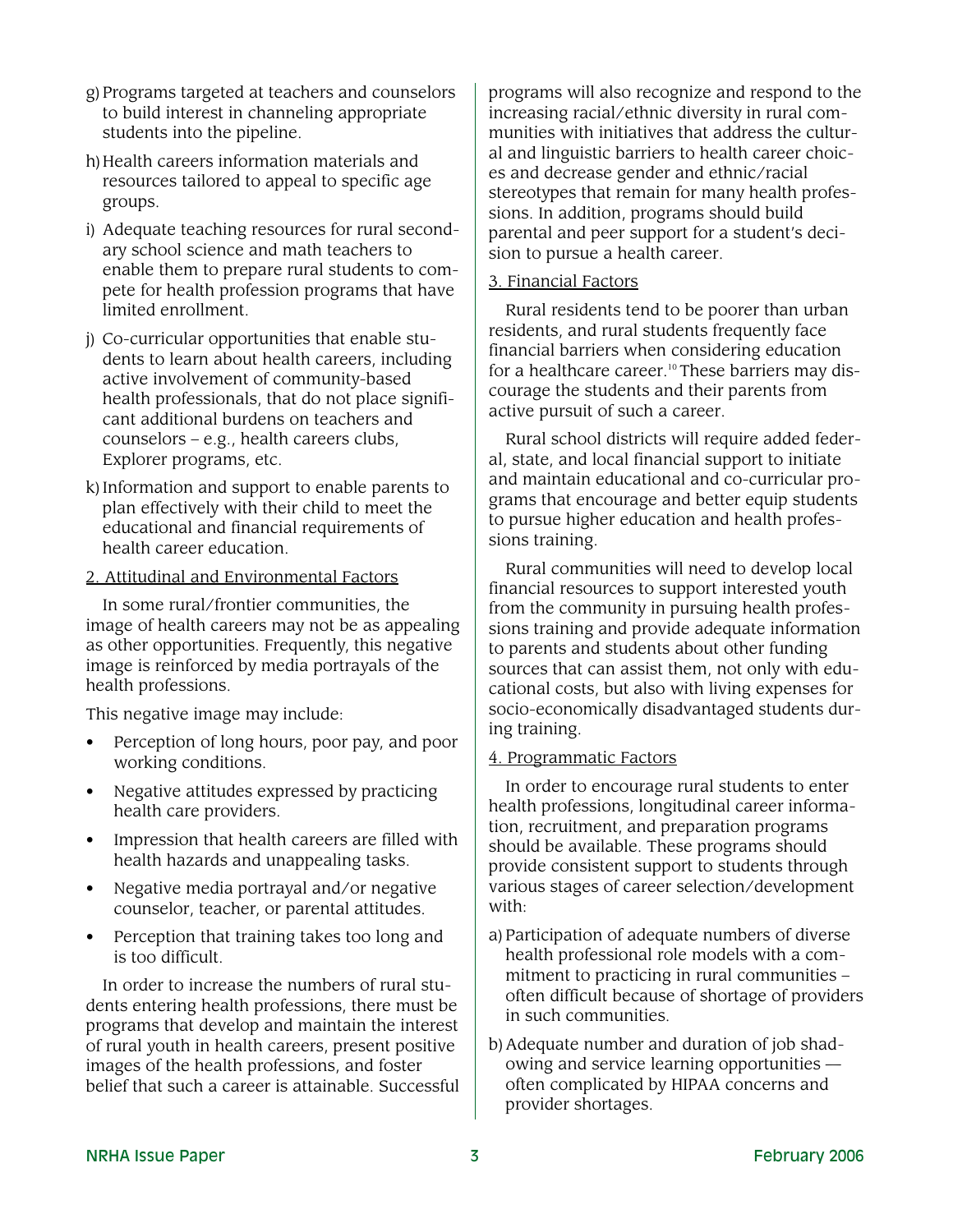g) Programs targeted at teachers and counselors to build interest in channeling appropriate students into the pipeline.

h) Health careers information materials and resources tailored to appeal to specific age groups.

i) Adequate teaching resources for rural secondary school science and math teachers to enable them to prepare rural students to compete for health profession programs that have limited enrollment.

j) Co-curricular opportunities that enable students to learn about health careers, including active involvement of community-based health professionals, that do not place significant additional burdens on teachers and counselors – e.g., health careers clubs, Explorer programs, etc.

k) Information and support to enable parents to plan effectively with their child to meet the educational and financial requirements of health career education.

2. Attitudinal and Environmental Factors

In some rural/frontier communities, the image of health careers may not be as appealing as other opportunities. Frequently, this negative image is reinforced by media portrayals of the health professions.

This negative image may include:

- Perception of long hours, poor pay, and poor working conditions.
- Negative attitudes expressed by practicing health care providers.
- Impression that health careers are filled with health hazards and unappealing tasks.
- Negative media portrayal and/or negative counselor, teacher, or parental attitudes.
- Perception that training takes too long and is too difficult.

In order to increase the numbers of rural students entering health professions, there must be programs that develop and maintain the interest of rural youth in health careers, present positive images of the health professions, and foster belief that such a career is attainable. Successful programs will also recognize and respond to the increasing racial/ethnic diversity in rural communities with initiatives that address the cultural and linguistic barriers to health career choices and decrease gender and ethnic/racial stereotypes that remain for many health professions. In addition, programs should build parental and peer support for a student's decision to pursue a health career.

3. Financial Factors

Rural residents tend to be poorer than urban residents, and rural students frequently face financial barriers when considering education for a healthcare career.[10] These barriers may discourage the students and their parents from active pursuit of such a career.

Rural school districts will require added federal, state, and local financial support to initiate and maintain educational and co-curricular programs that encourage and better equip students to pursue higher education and health professions training.

Rural communities will need to develop local financial resources to support interested youth from the community in pursuing health professions training and provide adequate information to parents and students about other funding sources that can assist them, not only with educational costs, but also with living expenses for socio-economically disadvantaged students during training.

4. Programmatic Factors

In order to encourage rural students to enter health professions, longitudinal career information, recruitment, and preparation programs should be available. These programs should provide consistent support to students through various stages of career selection/development with:

a) Participation of adequate numbers of diverse health professional role models with a commitment to practicing in rural communities – often difficult because of shortage of providers in such communities.

b) Adequate number and duration of job shadowing and service learning opportunities — often complicated by HIPAA concerns and provider shortages.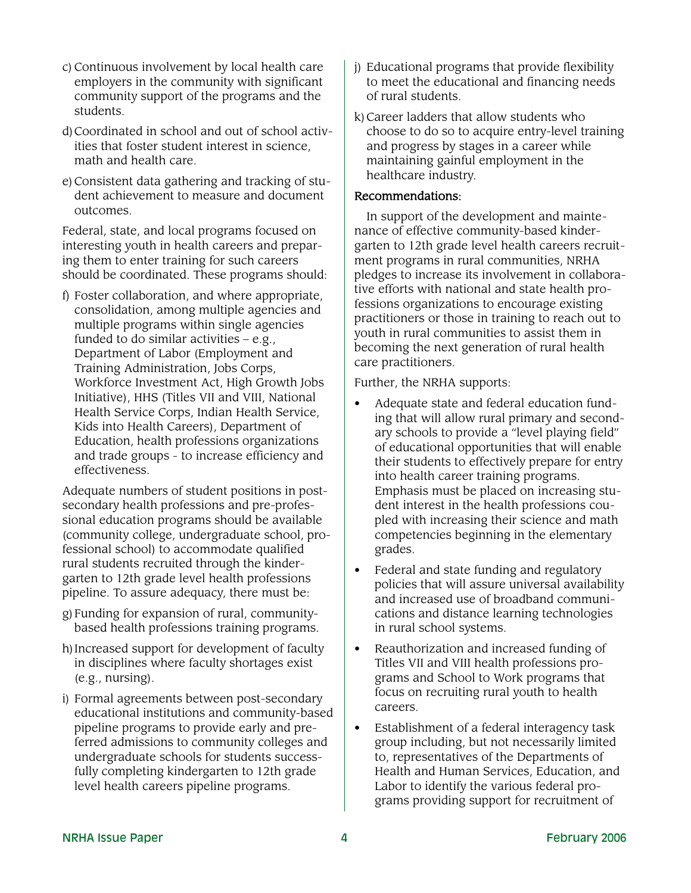c) Continuous involvement by local health care employers in the community with significant community support of the programs and the students.

d) Coordinated in school and out of school activities that foster student interest in science, math and health care.

e) Consistent data gathering and tracking of student achievement to measure and document outcomes.

Federal, state, and local programs focused on interesting youth in health careers and preparing them to enter training for such careers should be coordinated. These programs should:

f) Foster collaboration, and where appropriate, consolidation, among multiple agencies and multiple programs within single agencies funded to do similar activities – e.g., Department of Labor (Employment and Training Administration, Jobs Corps, Workforce Investment Act, High Growth Jobs Initiative), HHS (Titles VII and VIII, National Health Service Corps, Indian Health Service, Kids into Health Careers), Department of Education, health professions organizations and trade groups - to increase efficiency and effectiveness.

Adequate numbers of student positions in post-secondary health professions and pre-professional education programs should be available (community college, undergraduate school, professional school) to accommodate qualified rural students recruited through the kindergarten to 12th grade level health professions pipeline. To assure adequacy, there must be:

g) Funding for expansion of rural, community-based health professions training programs.

h) Increased support for development of faculty in disciplines where faculty shortages exist (e.g., nursing).

i) Formal agreements between post-secondary educational institutions and community-based pipeline programs to provide early and preferred admissions to community colleges and undergraduate schools for students successfully completing kindergarten to 12th grade level health careers pipeline programs.

j) Educational programs that provide flexibility to meet the educational and financing needs of rural students.

k) Career ladders that allow students who choose to do so to acquire entry-level training and progress by stages in a career while maintaining gainful employment in the healthcare industry.

**Recommendations:**

In support of the development and maintenance of effective community-based kindergarten to 12th grade level health careers recruitment programs in rural communities, NRHA pledges to increase its involvement in collaborative efforts with national and state health professions organizations to encourage existing practitioners or those in training to reach out to youth in rural communities to assist them in becoming the next generation of rural health care practitioners.

Further, the NRHA supports:

- Adequate state and federal education funding that will allow rural primary and secondary schools to provide a "level playing field" of educational opportunities that will enable their students to effectively prepare for entry into health career training programs. Emphasis must be placed on increasing student interest in the health professions coupled with increasing their science and math competencies beginning in the elementary grades.
- Federal and state funding and regulatory policies that will assure universal availability and increased use of broadband communications and distance learning technologies in rural school systems.
- Reauthorization and increased funding of Titles VII and VIII health professions programs and School to Work programs that focus on recruiting rural youth to health careers.
- Establishment of a federal interagency task group including, but not necessarily limited to, representatives of the Departments of Health and Human Services, Education, and Labor to identify the various federal programs providing support for recruitment of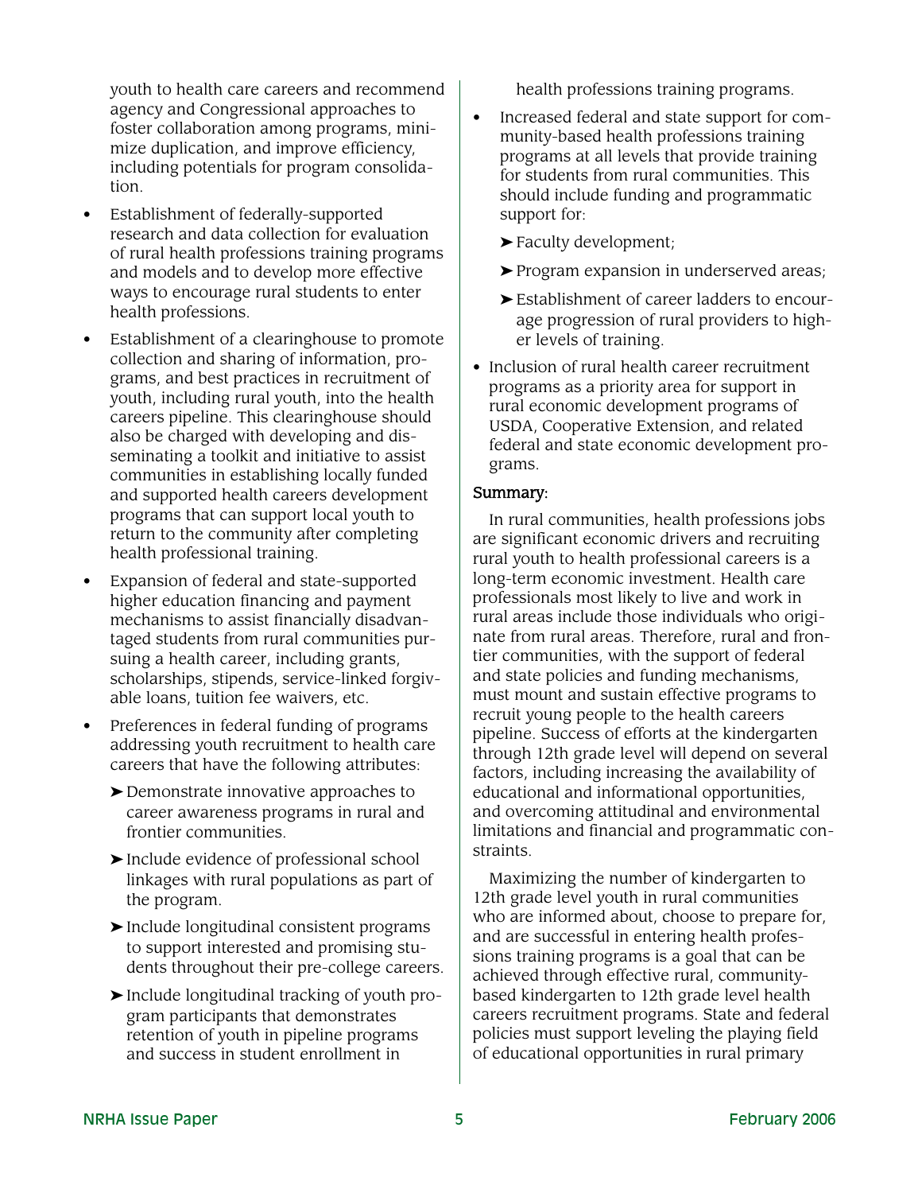youth to health care careers and recommend agency and Congressional approaches to foster collaboration among programs, minimize duplication, and improve efficiency, including potentials for program consolidation.

- Establishment of federally-supported research and data collection for evaluation of rural health professions training programs and models and to develop more effective ways to encourage rural students to enter health professions.
- Establishment of a clearinghouse to promote collection and sharing of information, programs, and best practices in recruitment of youth, including rural youth, into the health careers pipeline. This clearinghouse should also be charged with developing and disseminating a toolkit and initiative to assist communities in establishing locally funded and supported health careers development programs that can support local youth to return to the community after completing health professional training.
- Expansion of federal and state-supported higher education financing and payment mechanisms to assist financially disadvantaged students from rural communities pursuing a health career, including grants, scholarships, stipends, service-linked forgivable loans, tuition fee waivers, etc.
- Preferences in federal funding of programs addressing youth recruitment to health care careers that have the following attributes:
  - Demonstrate innovative approaches to career awareness programs in rural and frontier communities.
  - Include evidence of professional school linkages with rural populations as part of the program.
  - Include longitudinal consistent programs to support interested and promising students throughout their pre-college careers.
  - Include longitudinal tracking of youth program participants that demonstrates retention of youth in pipeline programs and success in student enrollment in health professions training programs.
- Increased federal and state support for community-based health professions training programs at all levels that provide training for students from rural communities. This should include funding and programmatic support for:
  - Faculty development;
  - Program expansion in underserved areas;
  - Establishment of career ladders to encourage progression of rural providers to higher levels of training.
- Inclusion of rural health career recruitment programs as a priority area for support in rural economic development programs of USDA, Cooperative Extension, and related federal and state economic development programs.

**Summary:**

In rural communities, health professions jobs are significant economic drivers and recruiting rural youth to health professional careers is a long-term economic investment. Health care professionals most likely to live and work in rural areas include those individuals who originate from rural areas. Therefore, rural and frontier communities, with the support of federal and state policies and funding mechanisms, must mount and sustain effective programs to recruit young people to the health careers pipeline. Success of efforts at the kindergarten through 12th grade level will depend on several factors, including increasing the availability of educational and informational opportunities, and overcoming attitudinal and environmental limitations and financial and programmatic constraints.

Maximizing the number of kindergarten to 12th grade level youth in rural communities who are informed about, choose to prepare for, and are successful in entering health professions training programs is a goal that can be achieved through effective rural, community-based kindergarten to 12th grade level health careers recruitment programs. State and federal policies must support leveling the playing field of educational opportunities in rural primary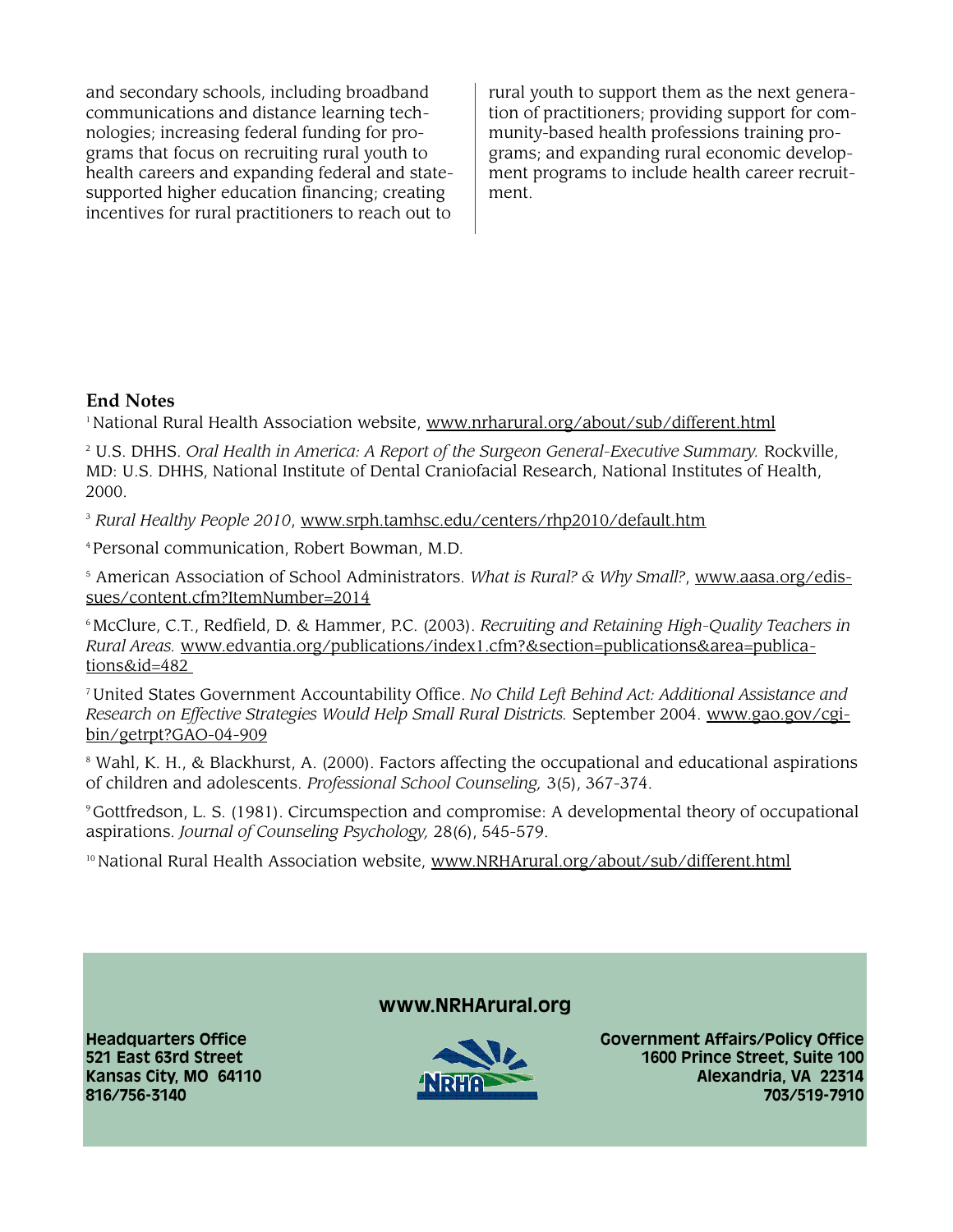and secondary schools, including broadband communications and distance learning technologies; increasing federal funding for programs that focus on recruiting rural youth to health careers and expanding federal and state-supported higher education financing; creating incentives for rural practitioners to reach out to rural youth to support them as the next generation of practitioners; providing support for community-based health professions training programs; and expanding rural economic development programs to include health career recruitment.

**End Notes**

[1] National Rural Health Association website, www.nrharural.org/about/sub/different.html

[2] U.S. DHHS. *Oral Health in America: A Report of the Surgeon General-Executive Summary.* Rockville, MD: U.S. DHHS, National Institute of Dental Craniofacial Research, National Institutes of Health, 2000.

[3] *Rural Healthy People 2010*, www.srph.tamhsc.edu/centers/rhp2010/default.htm

[4] Personal communication, Robert Bowman, M.D.

[5] American Association of School Administrators. *What is Rural? & Why Small?*, www.aasa.org/edissues/content.cfm?ItemNumber=2014

[6] McClure, C.T., Redfield, D. & Hammer, P.C. (2003). *Recruiting and Retaining High-Quality Teachers in Rural Areas.* www.edvantia.org/publications/index1.cfm?&section=publications&area=publications&id=482

[7] United States Government Accountability Office. *No Child Left Behind Act: Additional Assistance and Research on Effective Strategies Would Help Small Rural Districts.* September 2004. www.gao.gov/cgi-bin/getrpt?GAO-04-909

[8] Wahl, K. H., & Blackhurst, A. (2000). Factors affecting the occupational and educational aspirations of children and adolescents. *Professional School Counseling,* 3(5), 367-374.

[9] Gottfredson, L. S. (1981). Circumspection and compromise: A developmental theory of occupational aspirations. *Journal of Counseling Psychology,* 28(6), 545-579.

[10] National Rural Health Association website, www.NRHArural.org/about/sub/different.html

**www.NRHArural.org**

**Headquarters Office**
**521 East 63rd Street**
**Kansas City, MO 64110**
**816/756-3140**

**Government Affairs/Policy Office**
**1600 Prince Street, Suite 100**
**Alexandria, VA 22314**
**703/519-7910**